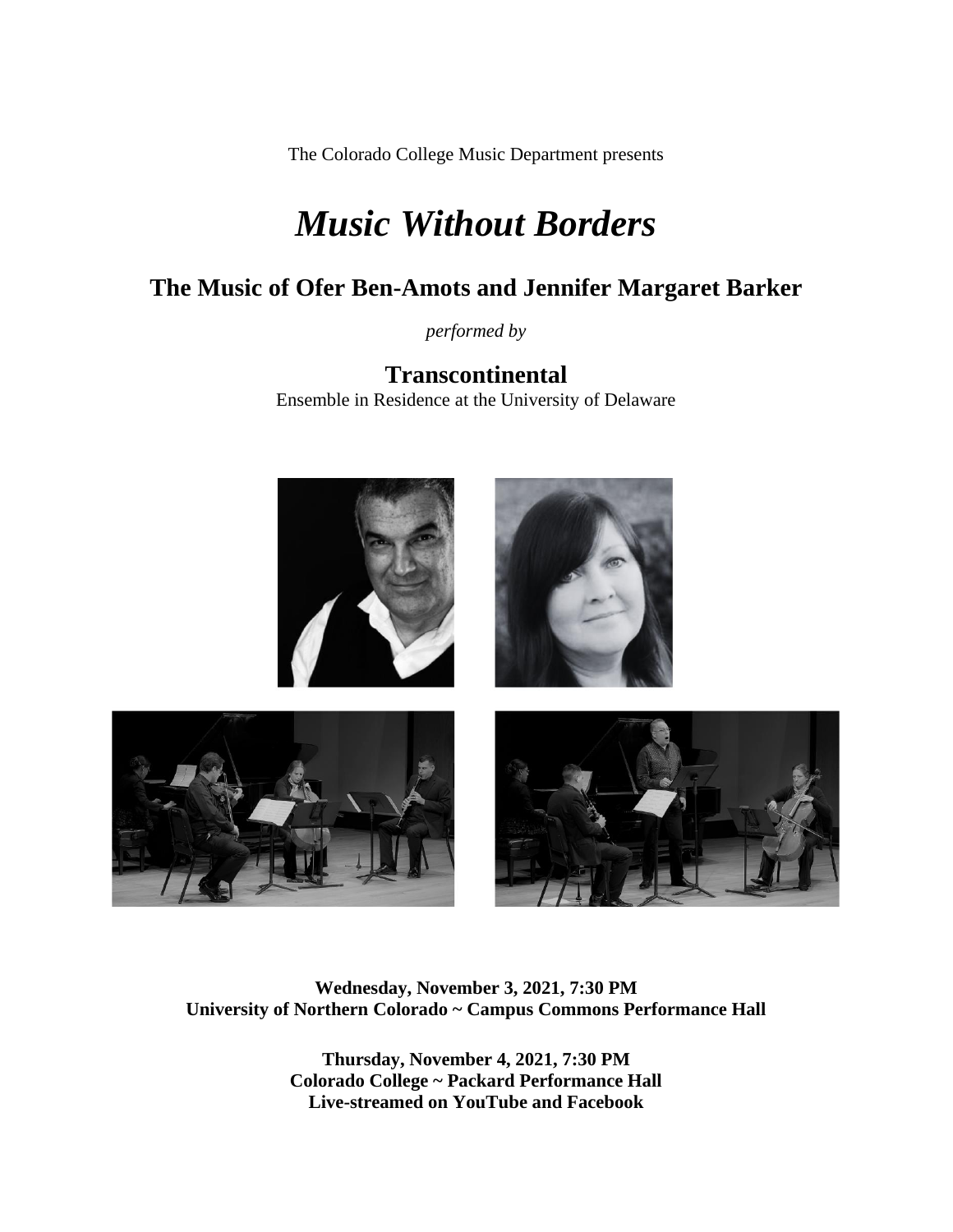The Colorado College Music Department presents

# *Music Without Borders*

## The Music of Ofer Ben-Amots and Jennifer Margaret Barker

*performed by*

**Transcontinental**
Ensemble in Residence at the University of Delaware

**Wednesday, November 3, 2021, 7:30 PM**
**University of Northern Colorado ~ Campus Commons Performance Hall**

**Thursday, November 4, 2021, 7:30 PM**
**Colorado College ~ Packard Performance Hall**
**Live-streamed on YouTube and Facebook**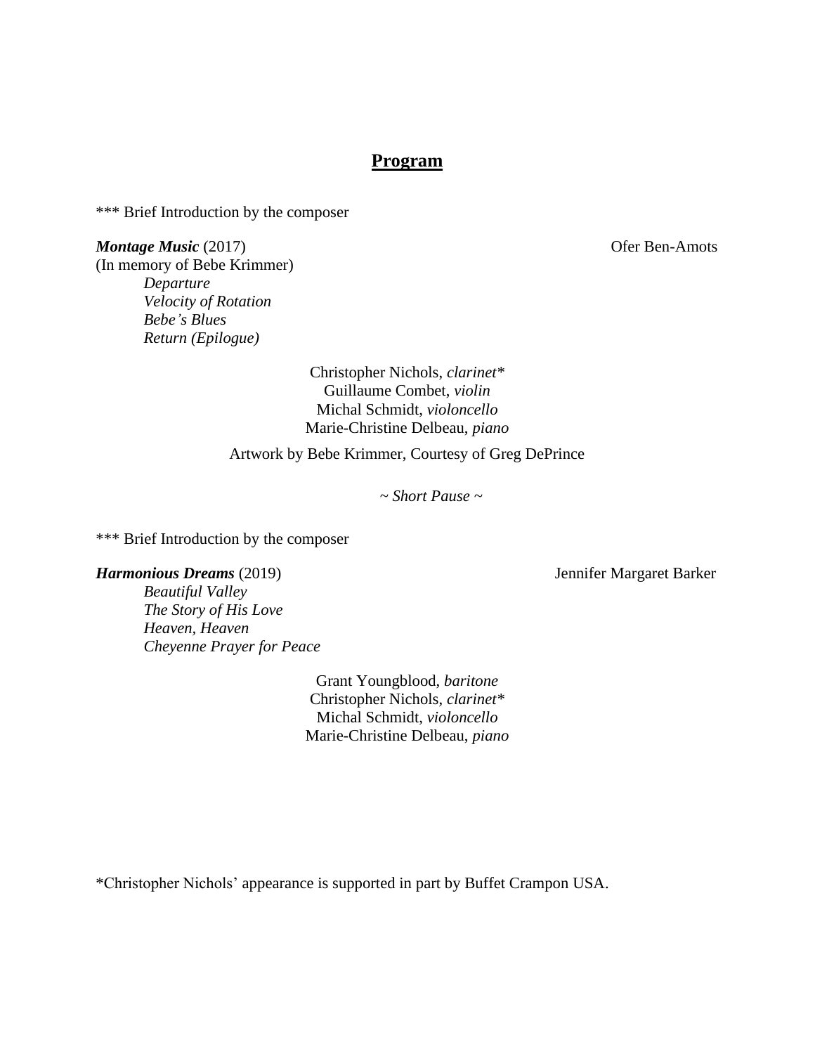## Program

*** Brief Introduction by the composer

***Montage Music*** (2017) Ofer Ben-Amots
(In memory of Bebe Krimmer)

*Departure*
*Velocity of Rotation*
*Bebe's Blues*
*Return (Epilogue)*

Christopher Nichols, *clarinet**
Guillaume Combet, *violin*
Michal Schmidt, *violoncello*
Marie-Christine Delbeau, *piano*

Artwork by Bebe Krimmer, Courtesy of Greg DePrince

~ *Short Pause* ~

*** Brief Introduction by the composer

***Harmonious Dreams*** (2019) Jennifer Margaret Barker

*Beautiful Valley*
*The Story of His Love*
*Heaven, Heaven*
*Cheyenne Prayer for Peace*

Grant Youngblood, *baritone*
Christopher Nichols, *clarinet**
Michal Schmidt, *violoncello*
Marie-Christine Delbeau, *piano*

*Christopher Nichols' appearance is supported in part by Buffet Crampon USA.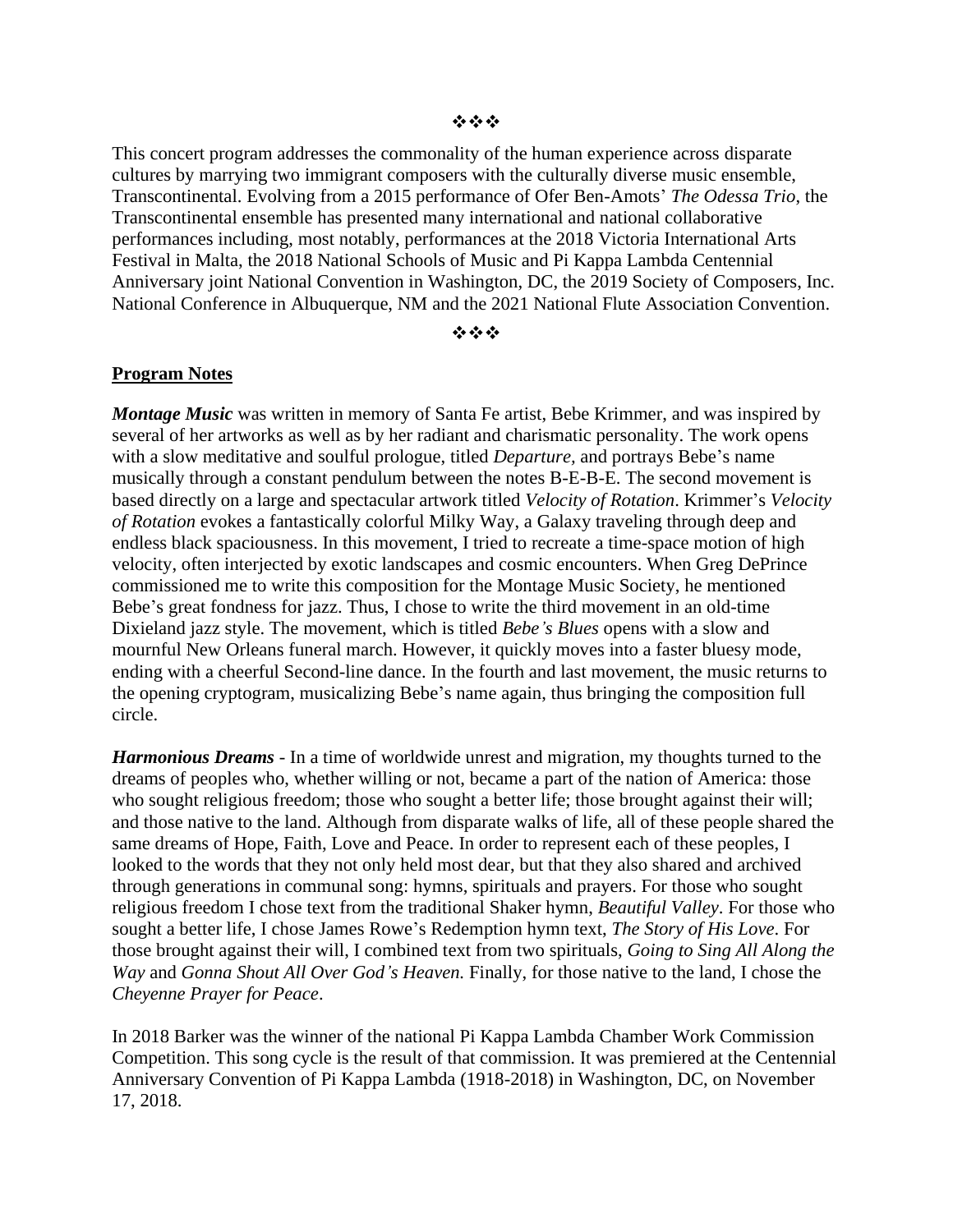❖❖❖

This concert program addresses the commonality of the human experience across disparate cultures by marrying two immigrant composers with the culturally diverse music ensemble, Transcontinental. Evolving from a 2015 performance of Ofer Ben-Amots' *The Odessa Trio*, the Transcontinental ensemble has presented many international and national collaborative performances including, most notably, performances at the 2018 Victoria International Arts Festival in Malta, the 2018 National Schools of Music and Pi Kappa Lambda Centennial Anniversary joint National Convention in Washington, DC, the 2019 Society of Composers, Inc. National Conference in Albuquerque, NM and the 2021 National Flute Association Convention.

❖❖❖

## Program Notes

***Montage Music*** was written in memory of Santa Fe artist, Bebe Krimmer, and was inspired by several of her artworks as well as by her radiant and charismatic personality. The work opens with a slow meditative and soulful prologue, titled *Departure*, and portrays Bebe's name musically through a constant pendulum between the notes B-E-B-E. The second movement is based directly on a large and spectacular artwork titled *Velocity of Rotation*. Krimmer's *Velocity of Rotation* evokes a fantastically colorful Milky Way, a Galaxy traveling through deep and endless black spaciousness. In this movement, I tried to recreate a time-space motion of high velocity, often interjected by exotic landscapes and cosmic encounters. When Greg DePrince commissioned me to write this composition for the Montage Music Society, he mentioned Bebe's great fondness for jazz. Thus, I chose to write the third movement in an old-time Dixieland jazz style. The movement, which is titled *Bebe's Blues* opens with a slow and mournful New Orleans funeral march. However, it quickly moves into a faster bluesy mode, ending with a cheerful Second-line dance. In the fourth and last movement, the music returns to the opening cryptogram, musicalizing Bebe's name again, thus bringing the composition full circle.

***Harmonious Dreams*** - In a time of worldwide unrest and migration, my thoughts turned to the dreams of peoples who, whether willing or not, became a part of the nation of America: those who sought religious freedom; those who sought a better life; those brought against their will; and those native to the land. Although from disparate walks of life, all of these people shared the same dreams of Hope, Faith, Love and Peace. In order to represent each of these peoples, I looked to the words that they not only held most dear, but that they also shared and archived through generations in communal song: hymns, spirituals and prayers. For those who sought religious freedom I chose text from the traditional Shaker hymn, *Beautiful Valley*. For those who sought a better life, I chose James Rowe's Redemption hymn text, *The Story of His Love*. For those brought against their will, I combined text from two spirituals, *Going to Sing All Along the Way* and *Gonna Shout All Over God's Heaven.* Finally, for those native to the land, I chose the *Cheyenne Prayer for Peace*.

In 2018 Barker was the winner of the national Pi Kappa Lambda Chamber Work Commission Competition. This song cycle is the result of that commission. It was premiered at the Centennial Anniversary Convention of Pi Kappa Lambda (1918-2018) in Washington, DC, on November 17, 2018.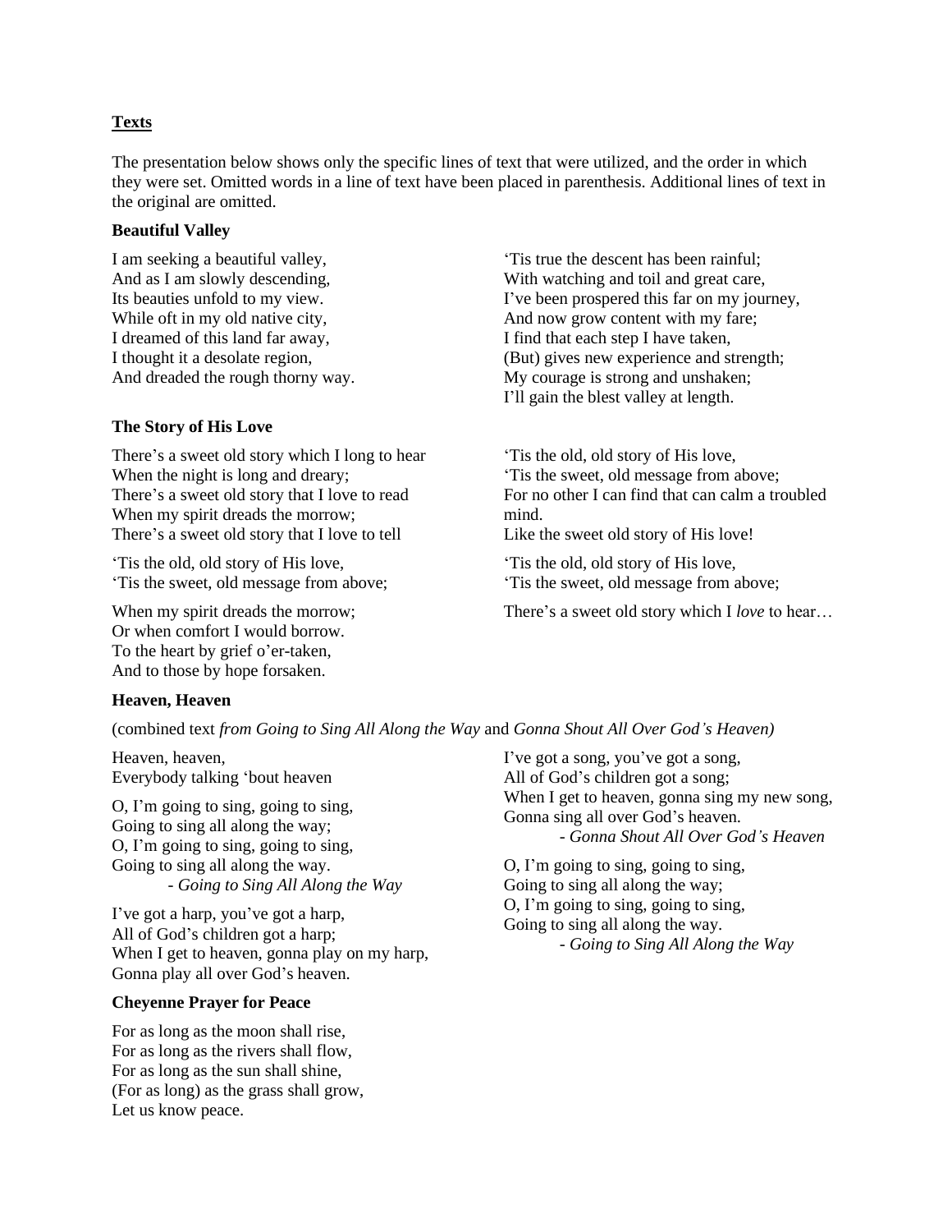## Texts

The presentation below shows only the specific lines of text that were utilized, and the order in which they were set. Omitted words in a line of text have been placed in parenthesis. Additional lines of text in the original are omitted.

### Beautiful Valley

I am seeking a beautiful valley,
And as I am slowly descending,
Its beauties unfold to my view.
While oft in my old native city,
I dreamed of this land far away,
I thought it a desolate region,
And dreaded the rough thorny way.

'Tis true the descent has been rainful;
With watching and toil and great care,
I've been prospered this far on my journey,
And now grow content with my fare;
I find that each step I have taken,
(But) gives new experience and strength;
My courage is strong and unshaken;
I'll gain the blest valley at length.

### The Story of His Love

There's a sweet old story which I long to hear
When the night is long and dreary;
There's a sweet old story that I love to read
When my spirit dreads the morrow;
There's a sweet old story that I love to tell

'Tis the old, old story of His love,
'Tis the sweet, old message from above;

When my spirit dreads the morrow;
Or when comfort I would borrow.
To the heart by grief o'er-taken,
And to those by hope forsaken.

'Tis the old, old story of His love,
'Tis the sweet, old message from above;
For no other I can find that can calm a troubled mind.
Like the sweet old story of His love!

'Tis the old, old story of His love,
'Tis the sweet, old message from above;

There's a sweet old story which I *love* to hear…

### Heaven, Heaven

(combined text *from Going to Sing All Along the Way* and *Gonna Shout All Over God's Heaven)*

Heaven, heaven,
Everybody talking 'bout heaven

O, I'm going to sing, going to sing,
Going to sing all along the way;
O, I'm going to sing, going to sing,
Going to sing all along the way.
- *Going to Sing All Along the Way*

I've got a harp, you've got a harp,
All of God's children got a harp;
When I get to heaven, gonna play on my harp,
Gonna play all over God's heaven.

I've got a song, you've got a song,
All of God's children got a song;
When I get to heaven, gonna sing my new song,
Gonna sing all over God's heaven.
- *Gonna Shout All Over God's Heaven*

O, I'm going to sing, going to sing,
Going to sing all along the way;
O, I'm going to sing, going to sing,
Going to sing all along the way.
- *Going to Sing All Along the Way*

### Cheyenne Prayer for Peace

For as long as the moon shall rise,
For as long as the rivers shall flow,
For as long as the sun shall shine,
(For as long) as the grass shall grow,
Let us know peace.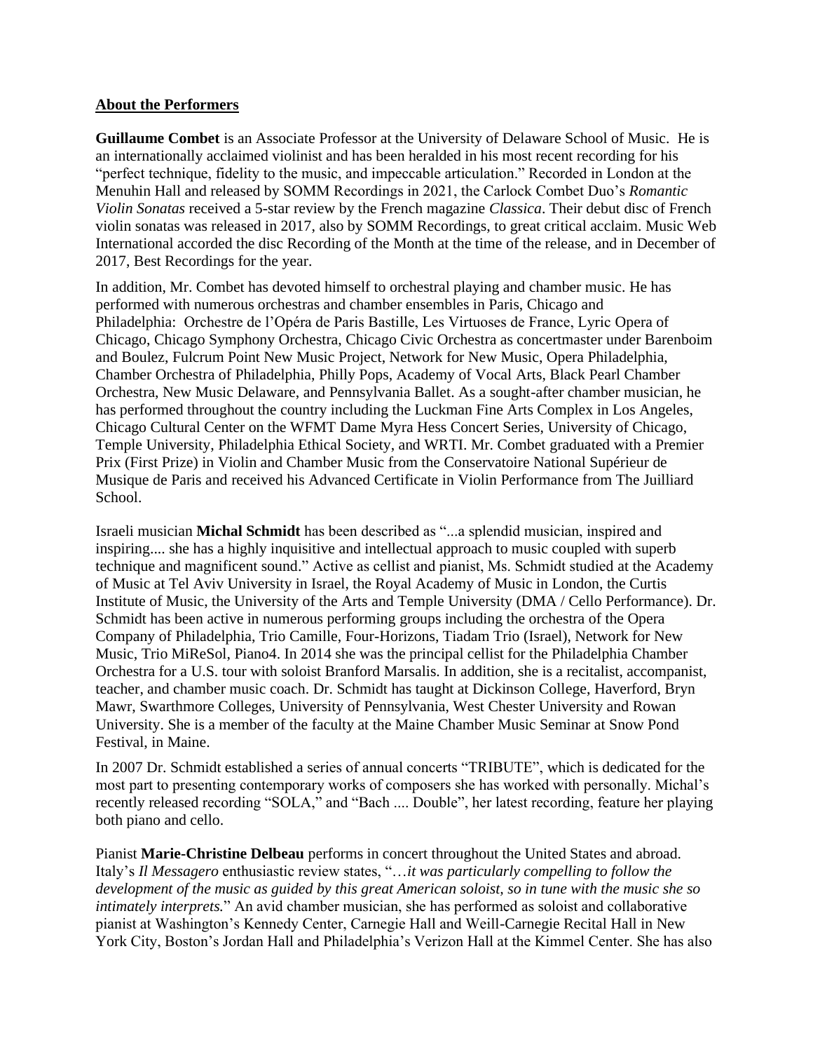**About the Performers**

**Guillaume Combet** is an Associate Professor at the University of Delaware School of Music. He is an internationally acclaimed violinist and has been heralded in his most recent recording for his "perfect technique, fidelity to the music, and impeccable articulation." Recorded in London at the Menuhin Hall and released by SOMM Recordings in 2021, the Carlock Combet Duo's *Romantic Violin Sonatas* received a 5-star review by the French magazine *Classica*. Their debut disc of French violin sonatas was released in 2017, also by SOMM Recordings, to great critical acclaim. Music Web International accorded the disc Recording of the Month at the time of the release, and in December of 2017, Best Recordings for the year.

In addition, Mr. Combet has devoted himself to orchestral playing and chamber music. He has performed with numerous orchestras and chamber ensembles in Paris, Chicago and Philadelphia: Orchestre de l'Opéra de Paris Bastille, Les Virtuoses de France, Lyric Opera of Chicago, Chicago Symphony Orchestra, Chicago Civic Orchestra as concertmaster under Barenboim and Boulez, Fulcrum Point New Music Project, Network for New Music, Opera Philadelphia, Chamber Orchestra of Philadelphia, Philly Pops, Academy of Vocal Arts, Black Pearl Chamber Orchestra, New Music Delaware, and Pennsylvania Ballet. As a sought-after chamber musician, he has performed throughout the country including the Luckman Fine Arts Complex in Los Angeles, Chicago Cultural Center on the WFMT Dame Myra Hess Concert Series, University of Chicago, Temple University, Philadelphia Ethical Society, and WRTI. Mr. Combet graduated with a Premier Prix (First Prize) in Violin and Chamber Music from the Conservatoire National Supérieur de Musique de Paris and received his Advanced Certificate in Violin Performance from The Juilliard School.

Israeli musician **Michal Schmidt** has been described as "...a splendid musician, inspired and inspiring.... she has a highly inquisitive and intellectual approach to music coupled with superb technique and magnificent sound." Active as cellist and pianist, Ms. Schmidt studied at the Academy of Music at Tel Aviv University in Israel, the Royal Academy of Music in London, the Curtis Institute of Music, the University of the Arts and Temple University (DMA / Cello Performance). Dr. Schmidt has been active in numerous performing groups including the orchestra of the Opera Company of Philadelphia, Trio Camille, Four-Horizons, Tiadam Trio (Israel), Network for New Music, Trio MiReSol, Piano4. In 2014 she was the principal cellist for the Philadelphia Chamber Orchestra for a U.S. tour with soloist Branford Marsalis. In addition, she is a recitalist, accompanist, teacher, and chamber music coach. Dr. Schmidt has taught at Dickinson College, Haverford, Bryn Mawr, Swarthmore Colleges, University of Pennsylvania, West Chester University and Rowan University. She is a member of the faculty at the Maine Chamber Music Seminar at Snow Pond Festival, in Maine.

In 2007 Dr. Schmidt established a series of annual concerts "TRIBUTE", which is dedicated for the most part to presenting contemporary works of composers she has worked with personally. Michal's recently released recording "SOLA," and "Bach .... Double", her latest recording, feature her playing both piano and cello.

Pianist **Marie-Christine Delbeau** performs in concert throughout the United States and abroad. Italy's *Il Messagero* enthusiastic review states, "*…it was particularly compelling to follow the development of the music as guided by this great American soloist, so in tune with the music she so intimately interprets.*" An avid chamber musician, she has performed as soloist and collaborative pianist at Washington's Kennedy Center, Carnegie Hall and Weill-Carnegie Recital Hall in New York City, Boston's Jordan Hall and Philadelphia's Verizon Hall at the Kimmel Center. She has also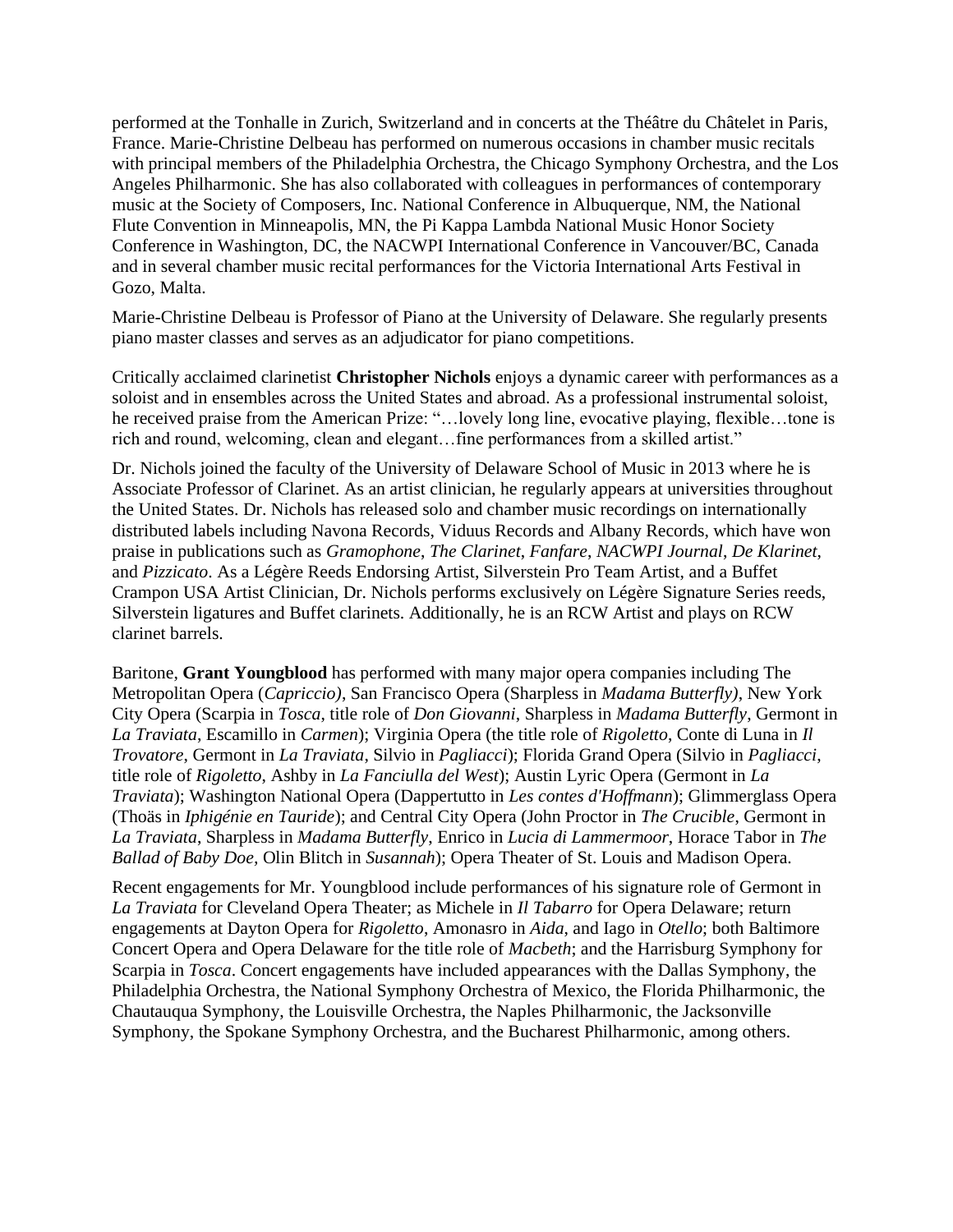performed at the Tonhalle in Zurich, Switzerland and in concerts at the Théâtre du Châtelet in Paris, France. Marie-Christine Delbeau has performed on numerous occasions in chamber music recitals with principal members of the Philadelphia Orchestra, the Chicago Symphony Orchestra, and the Los Angeles Philharmonic. She has also collaborated with colleagues in performances of contemporary music at the Society of Composers, Inc. National Conference in Albuquerque, NM, the National Flute Convention in Minneapolis, MN, the Pi Kappa Lambda National Music Honor Society Conference in Washington, DC, the NACWPI International Conference in Vancouver/BC, Canada and in several chamber music recital performances for the Victoria International Arts Festival in Gozo, Malta.

Marie-Christine Delbeau is Professor of Piano at the University of Delaware. She regularly presents piano master classes and serves as an adjudicator for piano competitions.

Critically acclaimed clarinetist **Christopher Nichols** enjoys a dynamic career with performances as a soloist and in ensembles across the United States and abroad. As a professional instrumental soloist, he received praise from the American Prize: "…lovely long line, evocative playing, flexible…tone is rich and round, welcoming, clean and elegant…fine performances from a skilled artist."

Dr. Nichols joined the faculty of the University of Delaware School of Music in 2013 where he is Associate Professor of Clarinet. As an artist clinician, he regularly appears at universities throughout the United States. Dr. Nichols has released solo and chamber music recordings on internationally distributed labels including Navona Records, Viduus Records and Albany Records, which have won praise in publications such as *Gramophone*, *The Clarinet*, *Fanfare*, *NACWPI Journal*, *De Klarinet*, and *Pizzicato*. As a Légère Reeds Endorsing Artist, Silverstein Pro Team Artist, and a Buffet Crampon USA Artist Clinician, Dr. Nichols performs exclusively on Légère Signature Series reeds, Silverstein ligatures and Buffet clarinets. Additionally, he is an RCW Artist and plays on RCW clarinet barrels.

Baritone, **Grant Youngblood** has performed with many major opera companies including The Metropolitan Opera (*Capriccio)*, San Francisco Opera (Sharpless in *Madama Butterfly)*, New York City Opera (Scarpia in *Tosca*, title role of *Don Giovanni*, Sharpless in *Madama Butterfly*, Germont in *La Traviata*, Escamillo in *Carmen*); Virginia Opera (the title role of *Rigoletto*, Conte di Luna in *Il Trovatore*, Germont in *La Traviata*, Silvio in *Pagliacci*); Florida Grand Opera (Silvio in *Pagliacci*, title role of *Rigoletto*, Ashby in *La Fanciulla del West*); Austin Lyric Opera (Germont in *La Traviata*); Washington National Opera (Dappertutto in *Les contes d'Hoffmann*); Glimmerglass Opera (Thoäs in *Iphigénie en Tauride*); and Central City Opera (John Proctor in *The Crucible*, Germont in *La Traviata*, Sharpless in *Madama Butterfly*, Enrico in *Lucia di Lammermoor*, Horace Tabor in *The Ballad of Baby Doe*, Olin Blitch in *Susannah*); Opera Theater of St. Louis and Madison Opera.

Recent engagements for Mr. Youngblood include performances of his signature role of Germont in *La Traviata* for Cleveland Opera Theater; as Michele in *Il Tabarro* for Opera Delaware; return engagements at Dayton Opera for *Rigoletto*, Amonasro in *Aida*, and Iago in *Otello*; both Baltimore Concert Opera and Opera Delaware for the title role of *Macbeth*; and the Harrisburg Symphony for Scarpia in *Tosca*. Concert engagements have included appearances with the Dallas Symphony, the Philadelphia Orchestra, the National Symphony Orchestra of Mexico, the Florida Philharmonic, the Chautauqua Symphony, the Louisville Orchestra, the Naples Philharmonic, the Jacksonville Symphony, the Spokane Symphony Orchestra, and the Bucharest Philharmonic, among others.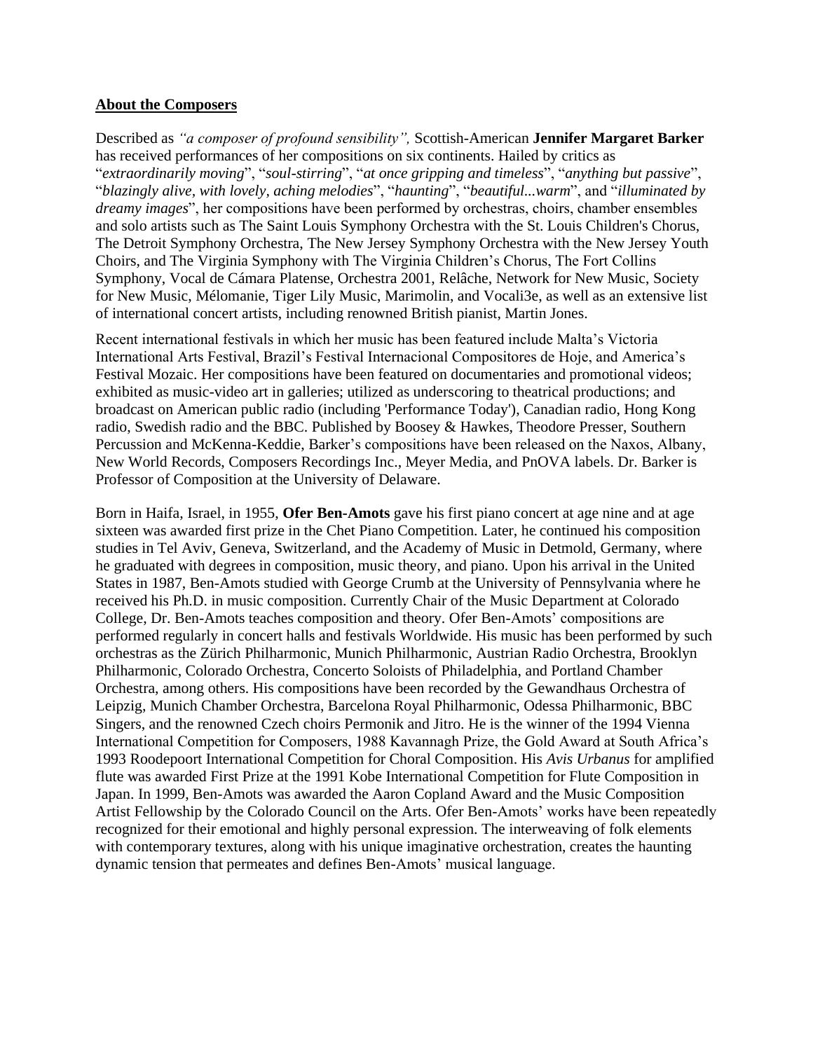**About the Composers**

Described as *"a composer of profound sensibility",* Scottish-American **Jennifer Margaret Barker** has received performances of her compositions on six continents. Hailed by critics as "*extraordinarily moving*", "*soul-stirring*", "*at once gripping and timeless*", "*anything but passive*", "*blazingly alive, with lovely, aching melodies*", "*haunting*", "*beautiful...warm*", and "*illuminated by dreamy images*", her compositions have been performed by orchestras, choirs, chamber ensembles and solo artists such as The Saint Louis Symphony Orchestra with the St. Louis Children's Chorus, The Detroit Symphony Orchestra, The New Jersey Symphony Orchestra with the New Jersey Youth Choirs, and The Virginia Symphony with The Virginia Children's Chorus, The Fort Collins Symphony, Vocal de Cámara Platense, Orchestra 2001, Relâche, Network for New Music, Society for New Music, Mélomanie, Tiger Lily Music, Marimolin, and Vocali3e, as well as an extensive list of international concert artists, including renowned British pianist, Martin Jones.

Recent international festivals in which her music has been featured include Malta's Victoria International Arts Festival, Brazil's Festival Internacional Compositores de Hoje, and America's Festival Mozaic. Her compositions have been featured on documentaries and promotional videos; exhibited as music-video art in galleries; utilized as underscoring to theatrical productions; and broadcast on American public radio (including 'Performance Today'), Canadian radio, Hong Kong radio, Swedish radio and the BBC. Published by Boosey & Hawkes, Theodore Presser, Southern Percussion and McKenna-Keddie, Barker's compositions have been released on the Naxos, Albany, New World Records, Composers Recordings Inc., Meyer Media, and PnOVA labels. Dr. Barker is Professor of Composition at the University of Delaware.

Born in Haifa, Israel, in 1955, **Ofer Ben-Amots** gave his first piano concert at age nine and at age sixteen was awarded first prize in the Chet Piano Competition. Later, he continued his composition studies in Tel Aviv, Geneva, Switzerland, and the Academy of Music in Detmold, Germany, where he graduated with degrees in composition, music theory, and piano. Upon his arrival in the United States in 1987, Ben-Amots studied with George Crumb at the University of Pennsylvania where he received his Ph.D. in music composition. Currently Chair of the Music Department at Colorado College, Dr. Ben-Amots teaches composition and theory. Ofer Ben-Amots' compositions are performed regularly in concert halls and festivals Worldwide. His music has been performed by such orchestras as the Zürich Philharmonic, Munich Philharmonic, Austrian Radio Orchestra, Brooklyn Philharmonic, Colorado Orchestra, Concerto Soloists of Philadelphia, and Portland Chamber Orchestra, among others. His compositions have been recorded by the Gewandhaus Orchestra of Leipzig, Munich Chamber Orchestra, Barcelona Royal Philharmonic, Odessa Philharmonic, BBC Singers, and the renowned Czech choirs Permonik and Jitro. He is the winner of the 1994 Vienna International Competition for Composers, 1988 Kavannagh Prize, the Gold Award at South Africa's 1993 Roodepoort International Competition for Choral Composition. His *Avis Urbanus* for amplified flute was awarded First Prize at the 1991 Kobe International Competition for Flute Composition in Japan. In 1999, Ben-Amots was awarded the Aaron Copland Award and the Music Composition Artist Fellowship by the Colorado Council on the Arts. Ofer Ben-Amots' works have been repeatedly recognized for their emotional and highly personal expression. The interweaving of folk elements with contemporary textures, along with his unique imaginative orchestration, creates the haunting dynamic tension that permeates and defines Ben-Amots' musical language.